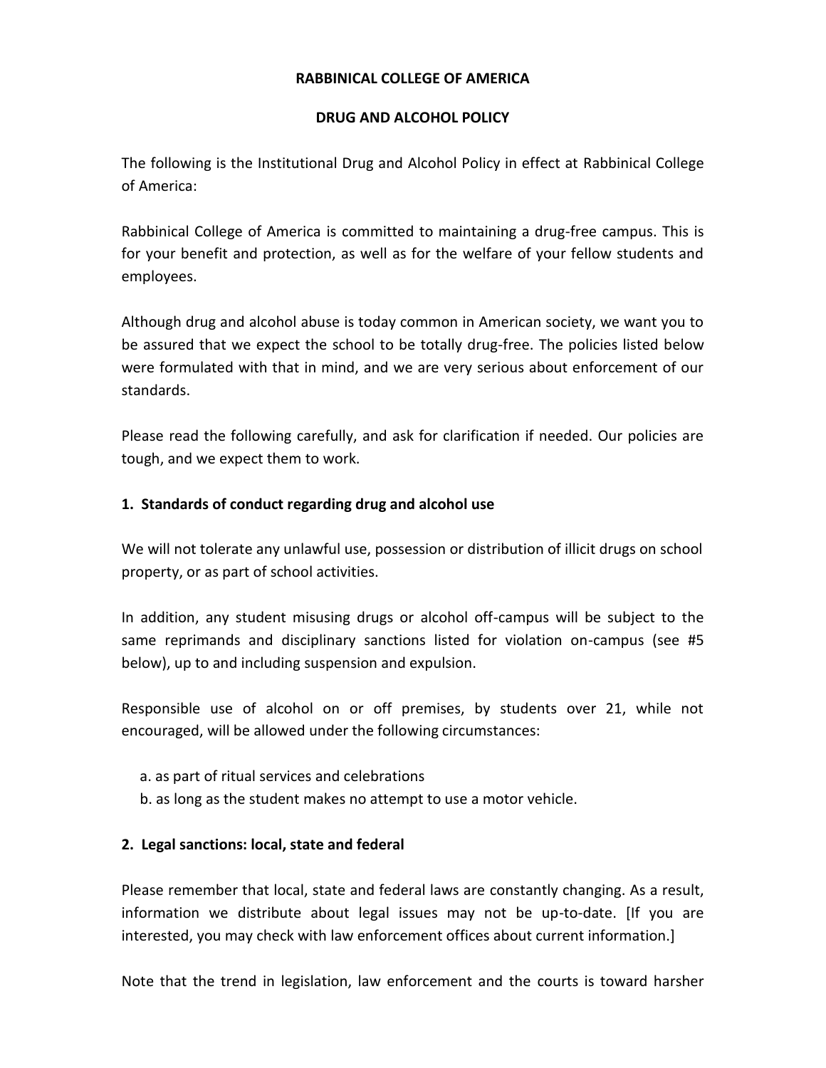# RABBINICAL COLLEGE OF AMERICA

## DRUG AND ALCOHOL POLICY

The following is the Institutional Drug and Alcohol Policy in effect at Rabbinical College of America:

Rabbinical College of America is committed to maintaining a drug-free campus. This is for your benefit and protection, as well as for the welfare of your fellow students and employees.

Although drug and alcohol abuse is today common in American society, we want you to be assured that we expect the school to be totally drug-free. The policies listed below were formulated with that in mind, and we are very serious about enforcement of our standards.

Please read the following carefully, and ask for clarification if needed. Our policies are tough, and we expect them to work.

### 1. Standards of conduct regarding drug and alcohol use

We will not tolerate any unlawful use, possession or distribution of illicit drugs on school property, or as part of school activities.

In addition, any student misusing drugs or alcohol off-campus will be subject to the same reprimands and disciplinary sanctions listed for violation on-campus (see #5 below), up to and including suspension and expulsion.

Responsible use of alcohol on or off premises, by students over 21, while not encouraged, will be allowed under the following circumstances:

a. as part of ritual services and celebrations
b. as long as the student makes no attempt to use a motor vehicle.

### 2. Legal sanctions: local, state and federal

Please remember that local, state and federal laws are constantly changing. As a result, information we distribute about legal issues may not be up-to-date. [If you are interested, you may check with law enforcement offices about current information.]

Note that the trend in legislation, law enforcement and the courts is toward harsher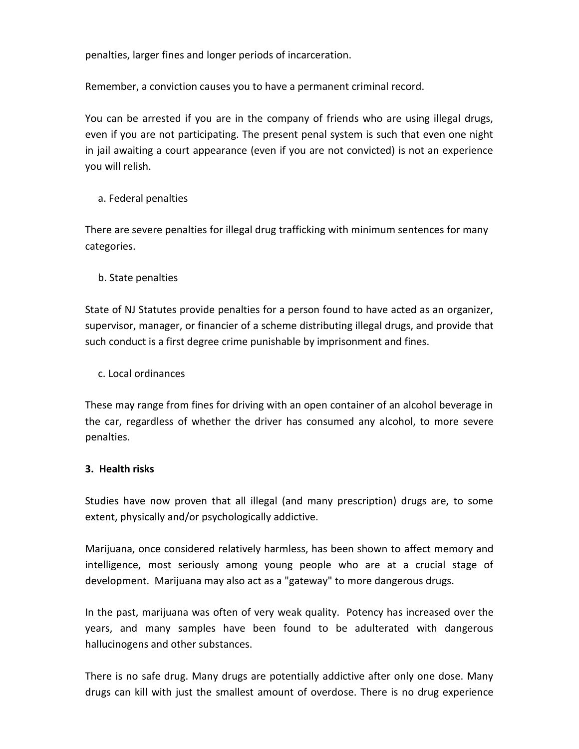penalties, larger fines and longer periods of incarceration.

Remember, a conviction causes you to have a permanent criminal record.

You can be arrested if you are in the company of friends who are using illegal drugs, even if you are not participating. The present penal system is such that even one night in jail awaiting a court appearance (even if you are not convicted) is not an experience you will relish.

a. Federal penalties

There are severe penalties for illegal drug trafficking with minimum sentences for many categories.

b. State penalties

State of NJ Statutes provide penalties for a person found to have acted as an organizer, supervisor, manager, or financier of a scheme distributing illegal drugs, and provide that such conduct is a first degree crime punishable by imprisonment and fines.

c. Local ordinances

These may range from fines for driving with an open container of an alcohol beverage in the car, regardless of whether the driver has consumed any alcohol, to more severe penalties.

**3. Health risks**

Studies have now proven that all illegal (and many prescription) drugs are, to some extent, physically and/or psychologically addictive.

Marijuana, once considered relatively harmless, has been shown to affect memory and intelligence, most seriously among young people who are at a crucial stage of development. Marijuana may also act as a "gateway" to more dangerous drugs.

In the past, marijuana was often of very weak quality. Potency has increased over the years, and many samples have been found to be adulterated with dangerous hallucinogens and other substances.

There is no safe drug. Many drugs are potentially addictive after only one dose. Many drugs can kill with just the smallest amount of overdose. There is no drug experience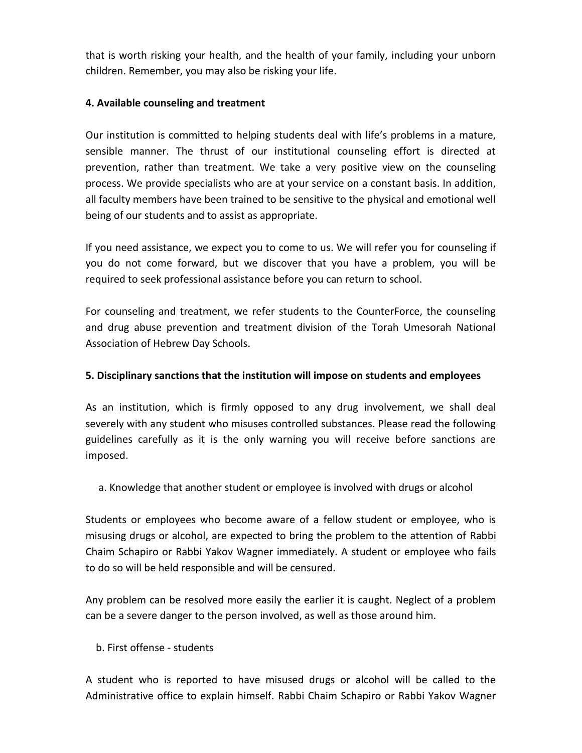that is worth risking your health, and the health of your family, including your unborn children. Remember, you may also be risking your life.

**4. Available counseling and treatment**

Our institution is committed to helping students deal with life's problems in a mature, sensible manner. The thrust of our institutional counseling effort is directed at prevention, rather than treatment. We take a very positive view on the counseling process. We provide specialists who are at your service on a constant basis. In addition, all faculty members have been trained to be sensitive to the physical and emotional well being of our students and to assist as appropriate.

If you need assistance, we expect you to come to us. We will refer you for counseling if you do not come forward, but we discover that you have a problem, you will be required to seek professional assistance before you can return to school.

For counseling and treatment, we refer students to the CounterForce, the counseling and drug abuse prevention and treatment division of the Torah Umesorah National Association of Hebrew Day Schools.

**5. Disciplinary sanctions that the institution will impose on students and employees**

As an institution, which is firmly opposed to any drug involvement, we shall deal severely with any student who misuses controlled substances. Please read the following guidelines carefully as it is the only warning you will receive before sanctions are imposed.

a. Knowledge that another student or employee is involved with drugs or alcohol

Students or employees who become aware of a fellow student or employee, who is misusing drugs or alcohol, are expected to bring the problem to the attention of Rabbi Chaim Schapiro or Rabbi Yakov Wagner immediately. A student or employee who fails to do so will be held responsible and will be censured.

Any problem can be resolved more easily the earlier it is caught. Neglect of a problem can be a severe danger to the person involved, as well as those around him.

b. First offense - students

A student who is reported to have misused drugs or alcohol will be called to the Administrative office to explain himself. Rabbi Chaim Schapiro or Rabbi Yakov Wagner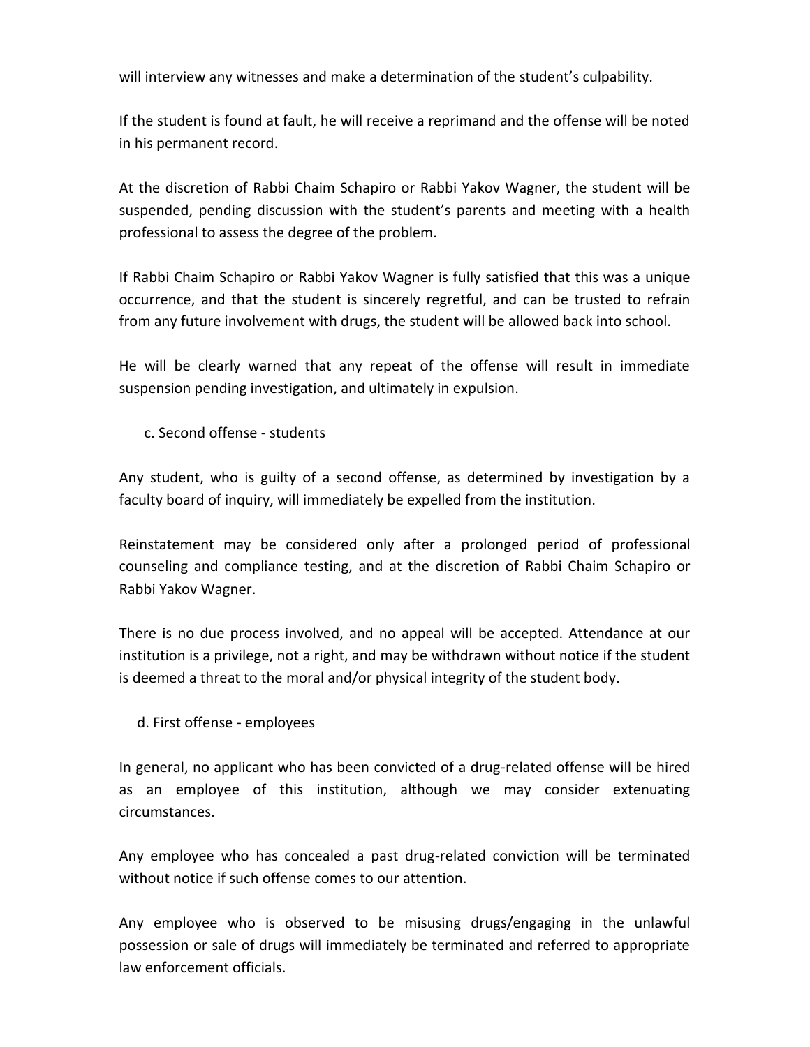will interview any witnesses and make a determination of the student's culpability.

If the student is found at fault, he will receive a reprimand and the offense will be noted in his permanent record.

At the discretion of Rabbi Chaim Schapiro or Rabbi Yakov Wagner, the student will be suspended, pending discussion with the student's parents and meeting with a health professional to assess the degree of the problem.

If Rabbi Chaim Schapiro or Rabbi Yakov Wagner is fully satisfied that this was a unique occurrence, and that the student is sincerely regretful, and can be trusted to refrain from any future involvement with drugs, the student will be allowed back into school.

He will be clearly warned that any repeat of the offense will result in immediate suspension pending investigation, and ultimately in expulsion.

c. Second offense - students

Any student, who is guilty of a second offense, as determined by investigation by a faculty board of inquiry, will immediately be expelled from the institution.

Reinstatement may be considered only after a prolonged period of professional counseling and compliance testing, and at the discretion of Rabbi Chaim Schapiro or Rabbi Yakov Wagner.

There is no due process involved, and no appeal will be accepted. Attendance at our institution is a privilege, not a right, and may be withdrawn without notice if the student is deemed a threat to the moral and/or physical integrity of the student body.

d. First offense - employees

In general, no applicant who has been convicted of a drug-related offense will be hired as an employee of this institution, although we may consider extenuating circumstances.

Any employee who has concealed a past drug-related conviction will be terminated without notice if such offense comes to our attention.

Any employee who is observed to be misusing drugs/engaging in the unlawful possession or sale of drugs will immediately be terminated and referred to appropriate law enforcement officials.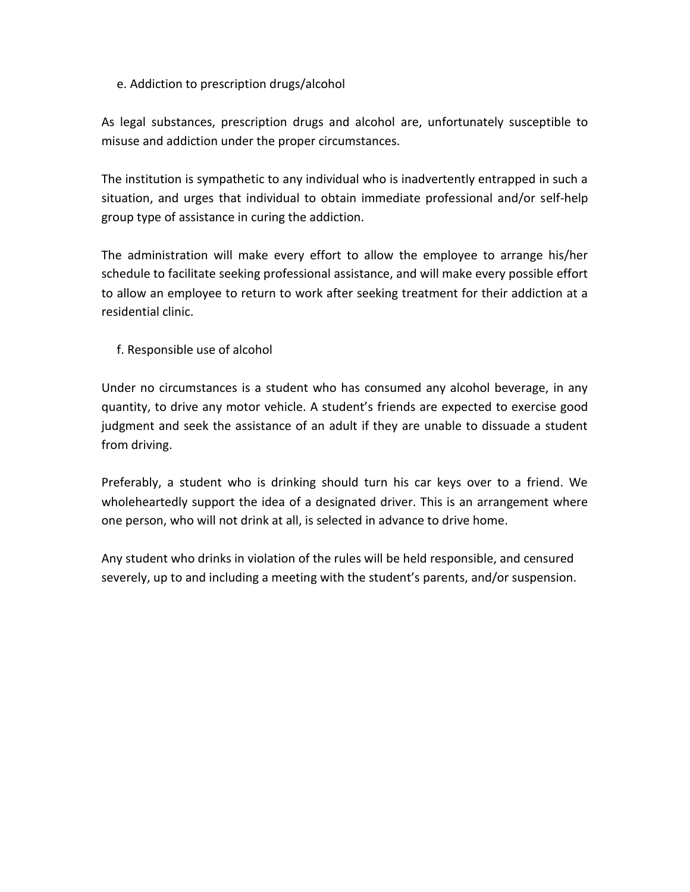e. Addiction to prescription drugs/alcohol

As legal substances, prescription drugs and alcohol are, unfortunately susceptible to misuse and addiction under the proper circumstances.

The institution is sympathetic to any individual who is inadvertently entrapped in such a situation, and urges that individual to obtain immediate professional and/or self-help group type of assistance in curing the addiction.

The administration will make every effort to allow the employee to arrange his/her schedule to facilitate seeking professional assistance, and will make every possible effort to allow an employee to return to work after seeking treatment for their addiction at a residential clinic.

f. Responsible use of alcohol

Under no circumstances is a student who has consumed any alcohol beverage, in any quantity, to drive any motor vehicle. A student's friends are expected to exercise good judgment and seek the assistance of an adult if they are unable to dissuade a student from driving.

Preferably, a student who is drinking should turn his car keys over to a friend. We wholeheartedly support the idea of a designated driver. This is an arrangement where one person, who will not drink at all, is selected in advance to drive home.

Any student who drinks in violation of the rules will be held responsible, and censured severely, up to and including a meeting with the student's parents, and/or suspension.